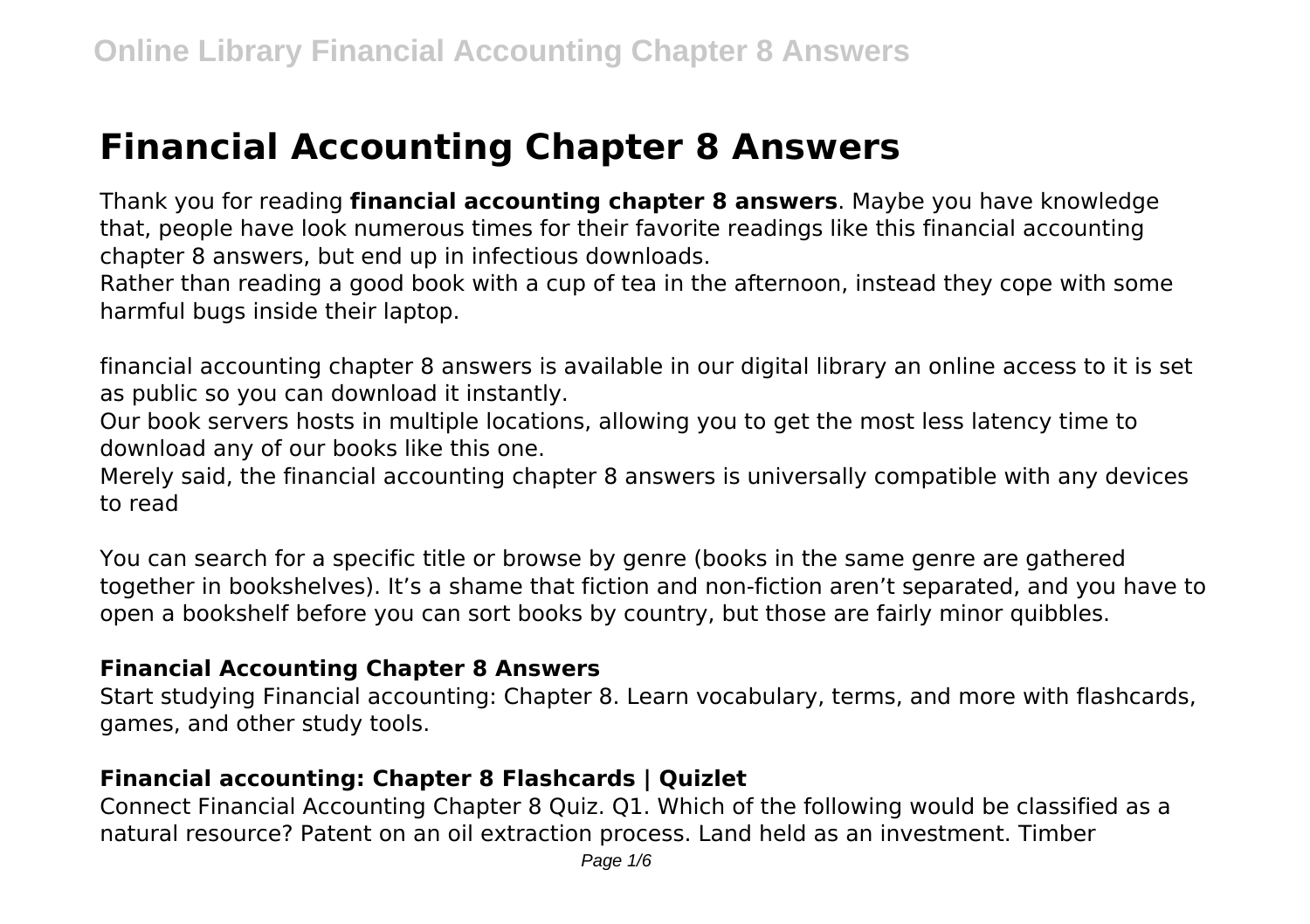# Financial Accounting Chapter 8 Answers

Thank you for reading **financial accounting chapter 8 answers**. Maybe you have knowledge that, people have look numerous times for their favorite readings like this financial accounting chapter 8 answers, but end up in infectious downloads.
Rather than reading a good book with a cup of tea in the afternoon, instead they cope with some harmful bugs inside their laptop.

financial accounting chapter 8 answers is available in our digital library an online access to it is set as public so you can download it instantly.
Our book servers hosts in multiple locations, allowing you to get the most less latency time to download any of our books like this one.
Merely said, the financial accounting chapter 8 answers is universally compatible with any devices to read

You can search for a specific title or browse by genre (books in the same genre are gathered together in bookshelves). It's a shame that fiction and non-fiction aren't separated, and you have to open a bookshelf before you can sort books by country, but those are fairly minor quibbles.

### Financial Accounting Chapter 8 Answers

Start studying Financial accounting: Chapter 8. Learn vocabulary, terms, and more with flashcards, games, and other study tools.

### Financial accounting: Chapter 8 Flashcards | Quizlet

Connect Financial Accounting Chapter 8 Quiz. Q1. Which of the following would be classified as a natural resource? Patent on an oil extraction process. Land held as an investment. Timber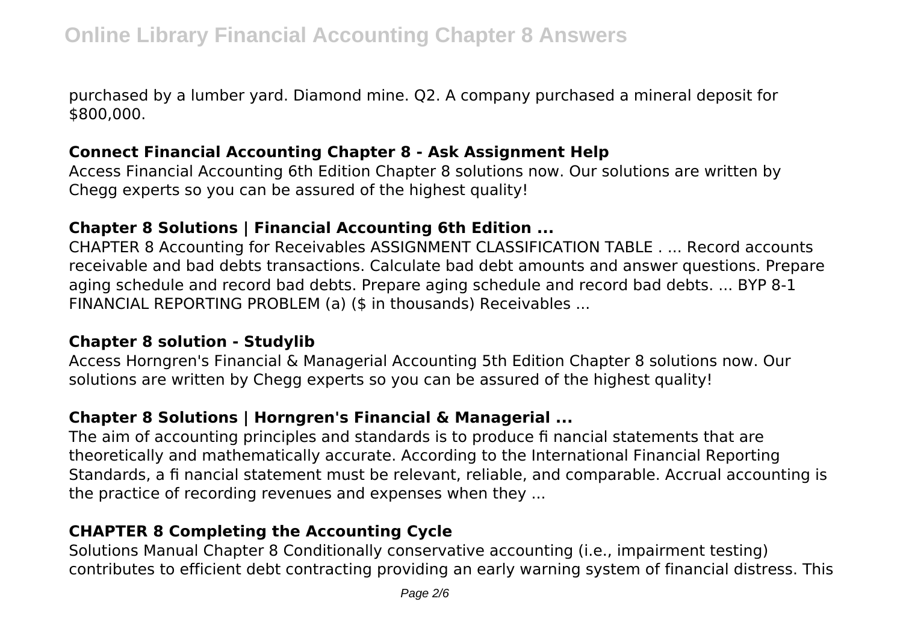purchased by a lumber yard. Diamond mine. Q2. A company purchased a mineral deposit for $800,000.

### Connect Financial Accounting Chapter 8 - Ask Assignment Help

Access Financial Accounting 6th Edition Chapter 8 solutions now. Our solutions are written by Chegg experts so you can be assured of the highest quality!

### Chapter 8 Solutions | Financial Accounting 6th Edition ...

CHAPTER 8 Accounting for Receivables ASSIGNMENT CLASSIFICATION TABLE . ... Record accounts receivable and bad debts transactions. Calculate bad debt amounts and answer questions. Prepare aging schedule and record bad debts. Prepare aging schedule and record bad debts. ... BYP 8-1 FINANCIAL REPORTING PROBLEM (a) ($ in thousands) Receivables ...

### Chapter 8 solution - Studylib

Access Horngren's Financial & Managerial Accounting 5th Edition Chapter 8 solutions now. Our solutions are written by Chegg experts so you can be assured of the highest quality!

### Chapter 8 Solutions | Horngren's Financial & Managerial ...

The aim of accounting principles and standards is to produce fi nancial statements that are theoretically and mathematically accurate. According to the International Financial Reporting Standards, a fi nancial statement must be relevant, reliable, and comparable. Accrual accounting is the practice of recording revenues and expenses when they ...

### CHAPTER 8 Completing the Accounting Cycle

Solutions Manual Chapter 8 Conditionally conservative accounting (i.e., impairment testing) contributes to efficient debt contracting providing an early warning system of financial distress. This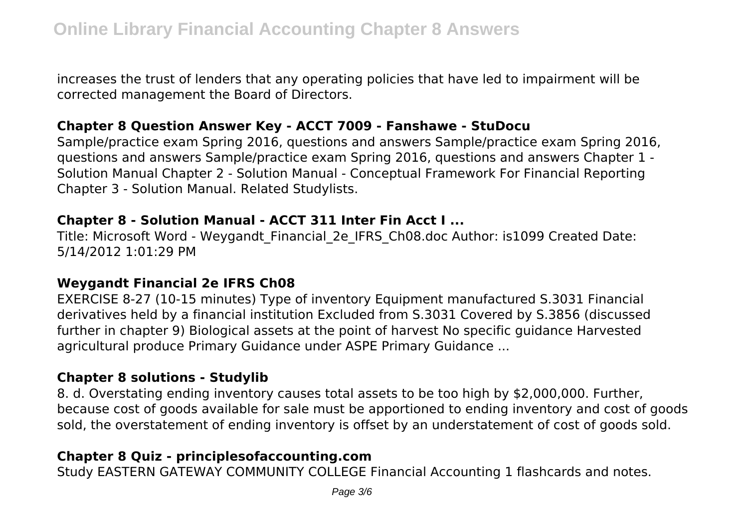increases the trust of lenders that any operating policies that have led to impairment will be corrected management the Board of Directors.

### Chapter 8 Question Answer Key - ACCT 7009 - Fanshawe - StuDocu

Sample/practice exam Spring 2016, questions and answers Sample/practice exam Spring 2016, questions and answers Sample/practice exam Spring 2016, questions and answers Chapter 1 - Solution Manual Chapter 2 - Solution Manual - Conceptual Framework For Financial Reporting Chapter 3 - Solution Manual. Related Studylists.

### Chapter 8 - Solution Manual - ACCT 311 Inter Fin Acct I ...

Title: Microsoft Word - Weygandt_Financial_2e_IFRS_Ch08.doc Author: is1099 Created Date: 5/14/2012 1:01:29 PM

### Weygandt Financial 2e IFRS Ch08

EXERCISE 8-27 (10-15 minutes) Type of inventory Equipment manufactured S.3031 Financial derivatives held by a financial institution Excluded from S.3031 Covered by S.3856 (discussed further in chapter 9) Biological assets at the point of harvest No specific guidance Harvested agricultural produce Primary Guidance under ASPE Primary Guidance ...

### Chapter 8 solutions - Studylib

8. d. Overstating ending inventory causes total assets to be too high by $2,000,000. Further, because cost of goods available for sale must be apportioned to ending inventory and cost of goods sold, the overstatement of ending inventory is offset by an understatement of cost of goods sold.

### Chapter 8 Quiz - principlesofaccounting.com

Study EASTERN GATEWAY COMMUNITY COLLEGE Financial Accounting 1 flashcards and notes.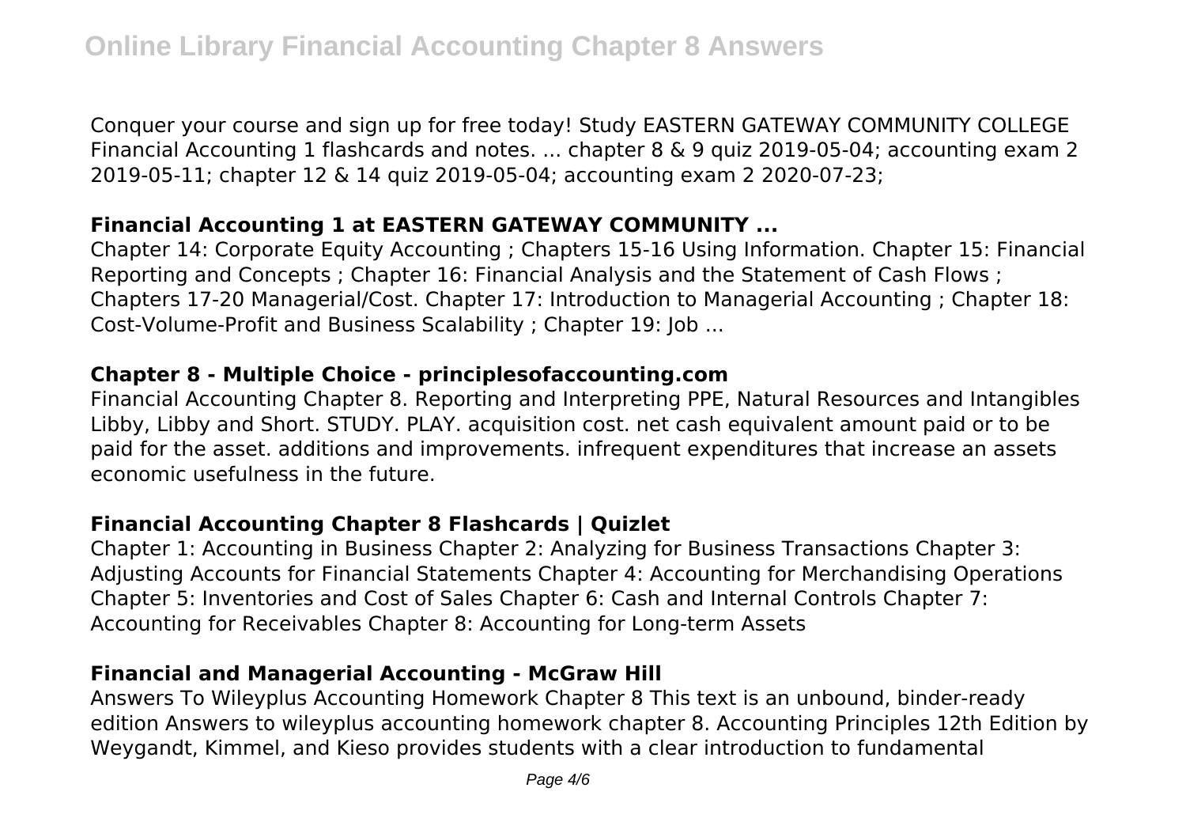Conquer your course and sign up for free today! Study EASTERN GATEWAY COMMUNITY COLLEGE Financial Accounting 1 flashcards and notes. ... chapter 8 & 9 quiz 2019-05-04; accounting exam 2 2019-05-11; chapter 12 & 14 quiz 2019-05-04; accounting exam 2 2020-07-23;

## Financial Accounting 1 at EASTERN GATEWAY COMMUNITY ...

Chapter 14: Corporate Equity Accounting ; Chapters 15-16 Using Information. Chapter 15: Financial Reporting and Concepts ; Chapter 16: Financial Analysis and the Statement of Cash Flows ; Chapters 17-20 Managerial/Cost. Chapter 17: Introduction to Managerial Accounting ; Chapter 18: Cost-Volume-Profit and Business Scalability ; Chapter 19: Job ...

## Chapter 8 - Multiple Choice - principlesofaccounting.com

Financial Accounting Chapter 8. Reporting and Interpreting PPE, Natural Resources and Intangibles Libby, Libby and Short. STUDY. PLAY. acquisition cost. net cash equivalent amount paid or to be paid for the asset. additions and improvements. infrequent expenditures that increase an assets economic usefulness in the future.

## Financial Accounting Chapter 8 Flashcards | Quizlet

Chapter 1: Accounting in Business Chapter 2: Analyzing for Business Transactions Chapter 3: Adjusting Accounts for Financial Statements Chapter 4: Accounting for Merchandising Operations Chapter 5: Inventories and Cost of Sales Chapter 6: Cash and Internal Controls Chapter 7: Accounting for Receivables Chapter 8: Accounting for Long-term Assets

## Financial and Managerial Accounting - McGraw Hill

Answers To Wileyplus Accounting Homework Chapter 8 This text is an unbound, binder-ready edition Answers to wileyplus accounting homework chapter 8. Accounting Principles 12th Edition by Weygandt, Kimmel, and Kieso provides students with a clear introduction to fundamental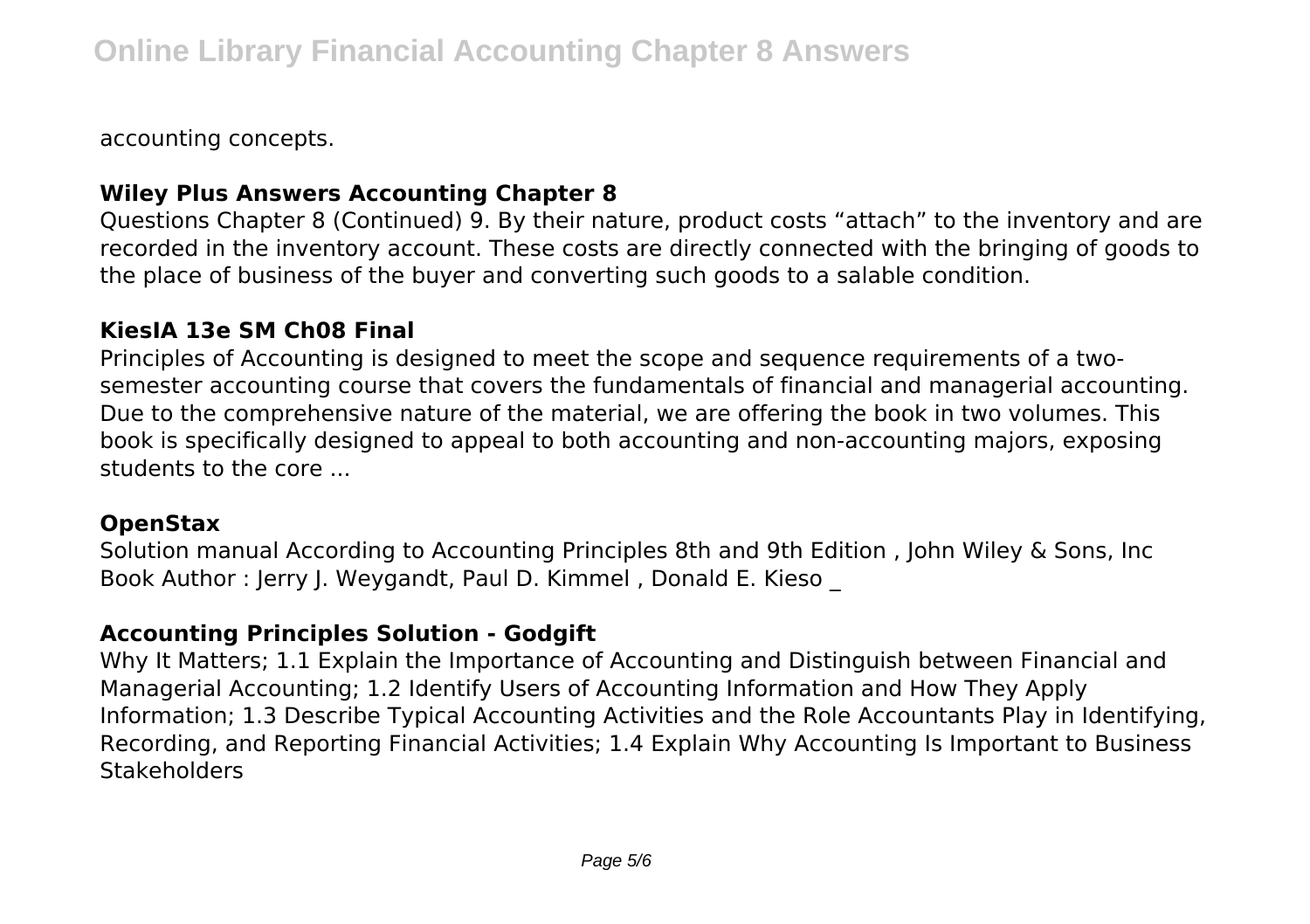accounting concepts.

### Wiley Plus Answers Accounting Chapter 8

Questions Chapter 8 (Continued) 9. By their nature, product costs "attach" to the inventory and are recorded in the inventory account. These costs are directly connected with the bringing of goods to the place of business of the buyer and converting such goods to a salable condition.

### KiesIA 13e SM Ch08 Final

Principles of Accounting is designed to meet the scope and sequence requirements of a two-semester accounting course that covers the fundamentals of financial and managerial accounting. Due to the comprehensive nature of the material, we are offering the book in two volumes. This book is specifically designed to appeal to both accounting and non-accounting majors, exposing students to the core ...

### OpenStax

Solution manual According to Accounting Principles 8th and 9th Edition , John Wiley & Sons, Inc Book Author : Jerry J. Weygandt, Paul D. Kimmel , Donald E. Kieso _

### Accounting Principles Solution - Godgift

Why It Matters; 1.1 Explain the Importance of Accounting and Distinguish between Financial and Managerial Accounting; 1.2 Identify Users of Accounting Information and How They Apply Information; 1.3 Describe Typical Accounting Activities and the Role Accountants Play in Identifying, Recording, and Reporting Financial Activities; 1.4 Explain Why Accounting Is Important to Business Stakeholders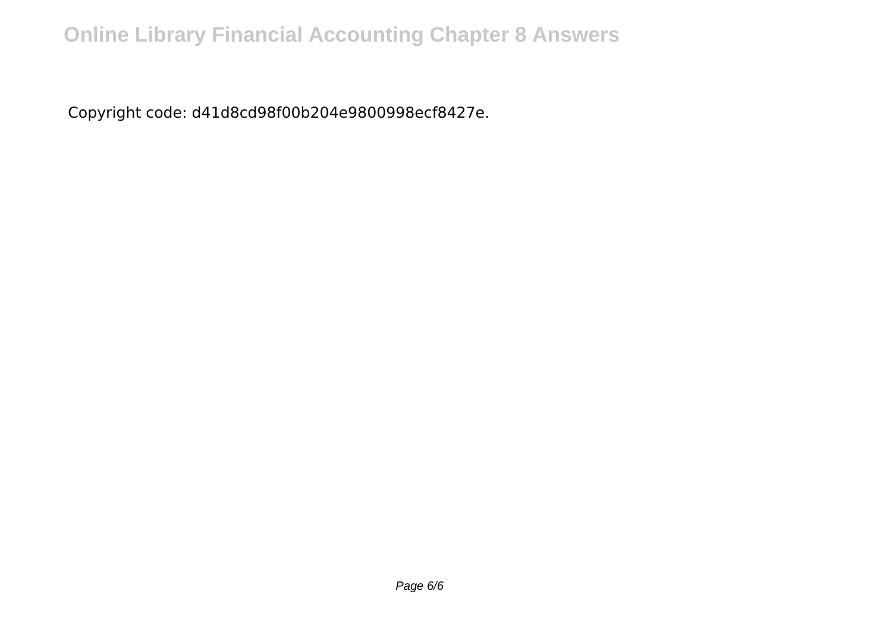Copyright code: d41d8cd98f00b204e9800998ecf8427e.